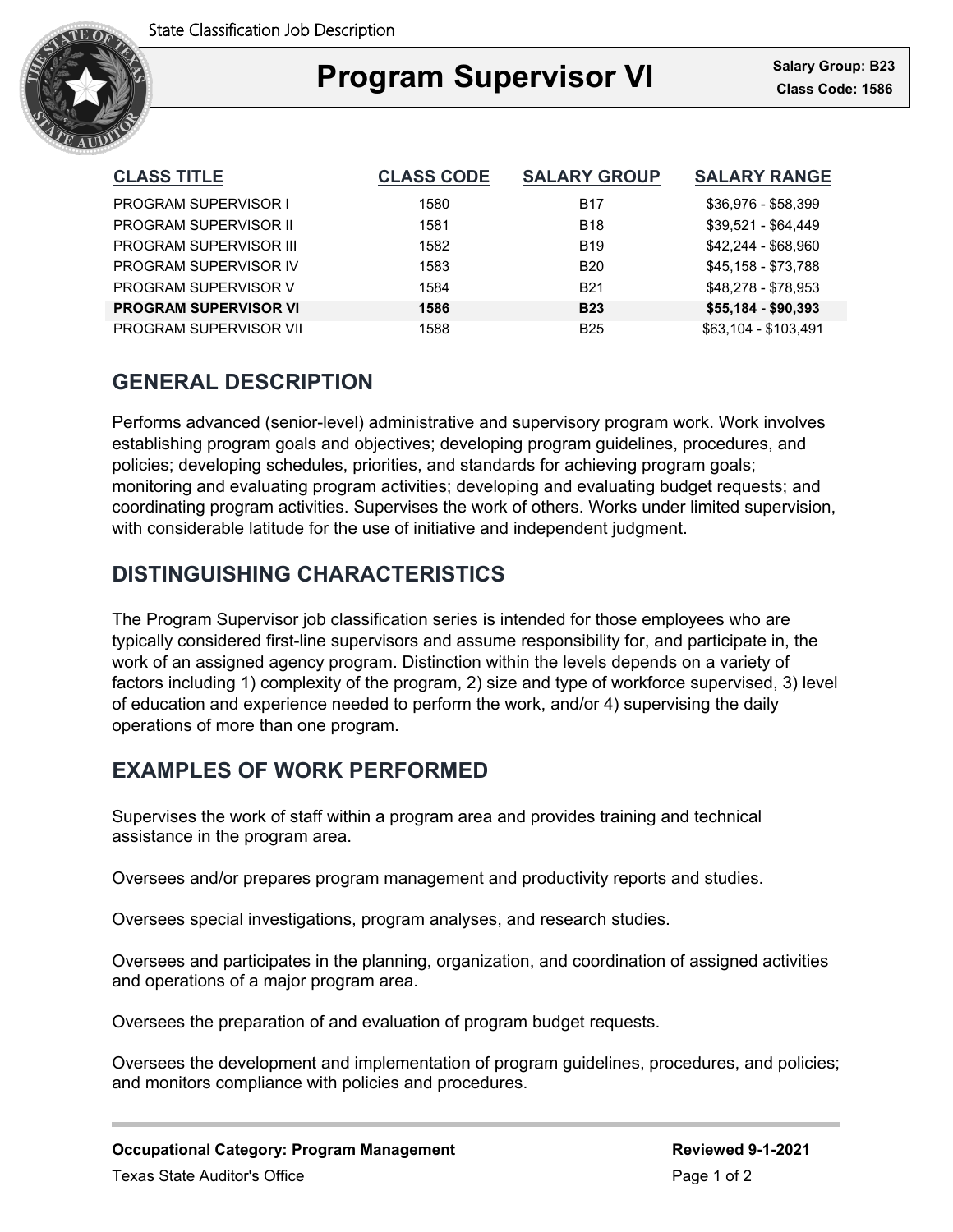State Classification Job Description

# Program Supervisor VI

**Salary Group: B23**
**Class Code: 1586**

| CLASS TITLE | CLASS CODE | SALARY GROUP | SALARY RANGE |
|---|---|---|---|
| PROGRAM SUPERVISOR I | 1580 | B17 | $36,976 - $58,399 |
| PROGRAM SUPERVISOR II | 1581 | B18 | $39,521 - $64,449 |
| PROGRAM SUPERVISOR III | 1582 | B19 | $42,244 - $68,960 |
| PROGRAM SUPERVISOR IV | 1583 | B20 | $45,158 - $73,788 |
| PROGRAM SUPERVISOR V | 1584 | B21 | $48,278 - $78,953 |
| **PROGRAM SUPERVISOR VI** | **1586** | **B23** | **$55,184 - $90,393** |
| PROGRAM SUPERVISOR VII | 1588 | B25 | $63,104 - $103,491 |

## GENERAL DESCRIPTION

Performs advanced (senior-level) administrative and supervisory program work. Work involves establishing program goals and objectives; developing program guidelines, procedures, and policies; developing schedules, priorities, and standards for achieving program goals; monitoring and evaluating program activities; developing and evaluating budget requests; and coordinating program activities. Supervises the work of others. Works under limited supervision, with considerable latitude for the use of initiative and independent judgment.

## DISTINGUISHING CHARACTERISTICS

The Program Supervisor job classification series is intended for those employees who are typically considered first-line supervisors and assume responsibility for, and participate in, the work of an assigned agency program. Distinction within the levels depends on a variety of factors including 1) complexity of the program, 2) size and type of workforce supervised, 3) level of education and experience needed to perform the work, and/or 4) supervising the daily operations of more than one program.

## EXAMPLES OF WORK PERFORMED

Supervises the work of staff within a program area and provides training and technical assistance in the program area.

Oversees and/or prepares program management and productivity reports and studies.

Oversees special investigations, program analyses, and research studies.

Oversees and participates in the planning, organization, and coordination of assigned activities and operations of a major program area.

Oversees the preparation of and evaluation of program budget requests.

Oversees the development and implementation of program guidelines, procedures, and policies; and monitors compliance with policies and procedures.

**Occupational Category: Program Management**

**Reviewed 9-1-2021**

Texas State Auditor's Office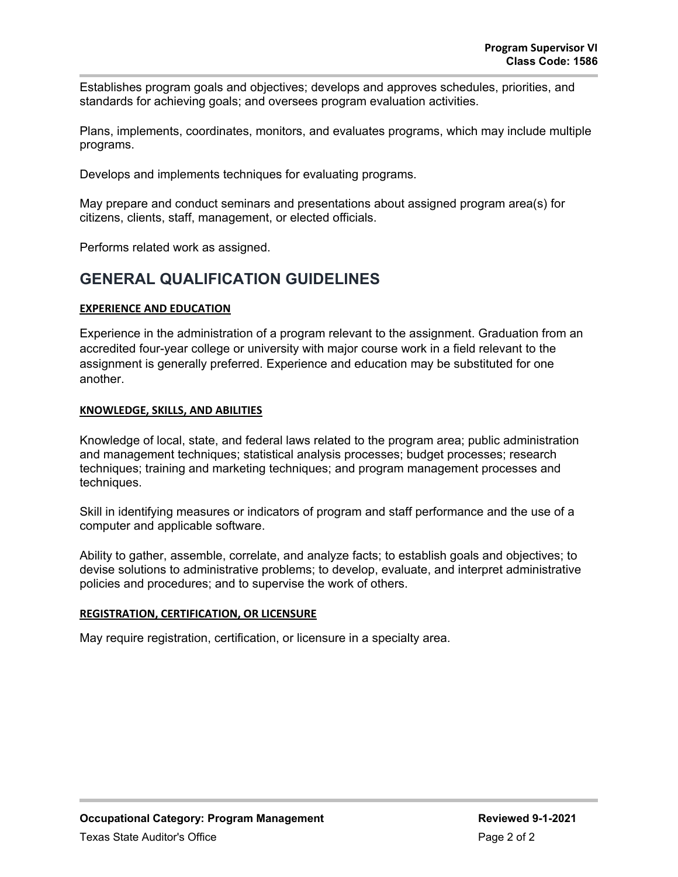Establishes program goals and objectives; develops and approves schedules, priorities, and standards for achieving goals; and oversees program evaluation activities.

Plans, implements, coordinates, monitors, and evaluates programs, which may include multiple programs.

Develops and implements techniques for evaluating programs.

May prepare and conduct seminars and presentations about assigned program area(s) for citizens, clients, staff, management, or elected officials.

Performs related work as assigned.

## GENERAL QUALIFICATION GUIDELINES

### EXPERIENCE AND EDUCATION

Experience in the administration of a program relevant to the assignment. Graduation from an accredited four-year college or university with major course work in a field relevant to the assignment is generally preferred. Experience and education may be substituted for one another.

### KNOWLEDGE, SKILLS, AND ABILITIES

Knowledge of local, state, and federal laws related to the program area; public administration and management techniques; statistical analysis processes; budget processes; research techniques; training and marketing techniques; and program management processes and techniques.

Skill in identifying measures or indicators of program and staff performance and the use of a computer and applicable software.

Ability to gather, assemble, correlate, and analyze facts; to establish goals and objectives; to devise solutions to administrative problems; to develop, evaluate, and interpret administrative policies and procedures; and to supervise the work of others.

### REGISTRATION, CERTIFICATION, OR LICENSURE

May require registration, certification, or licensure in a specialty area.